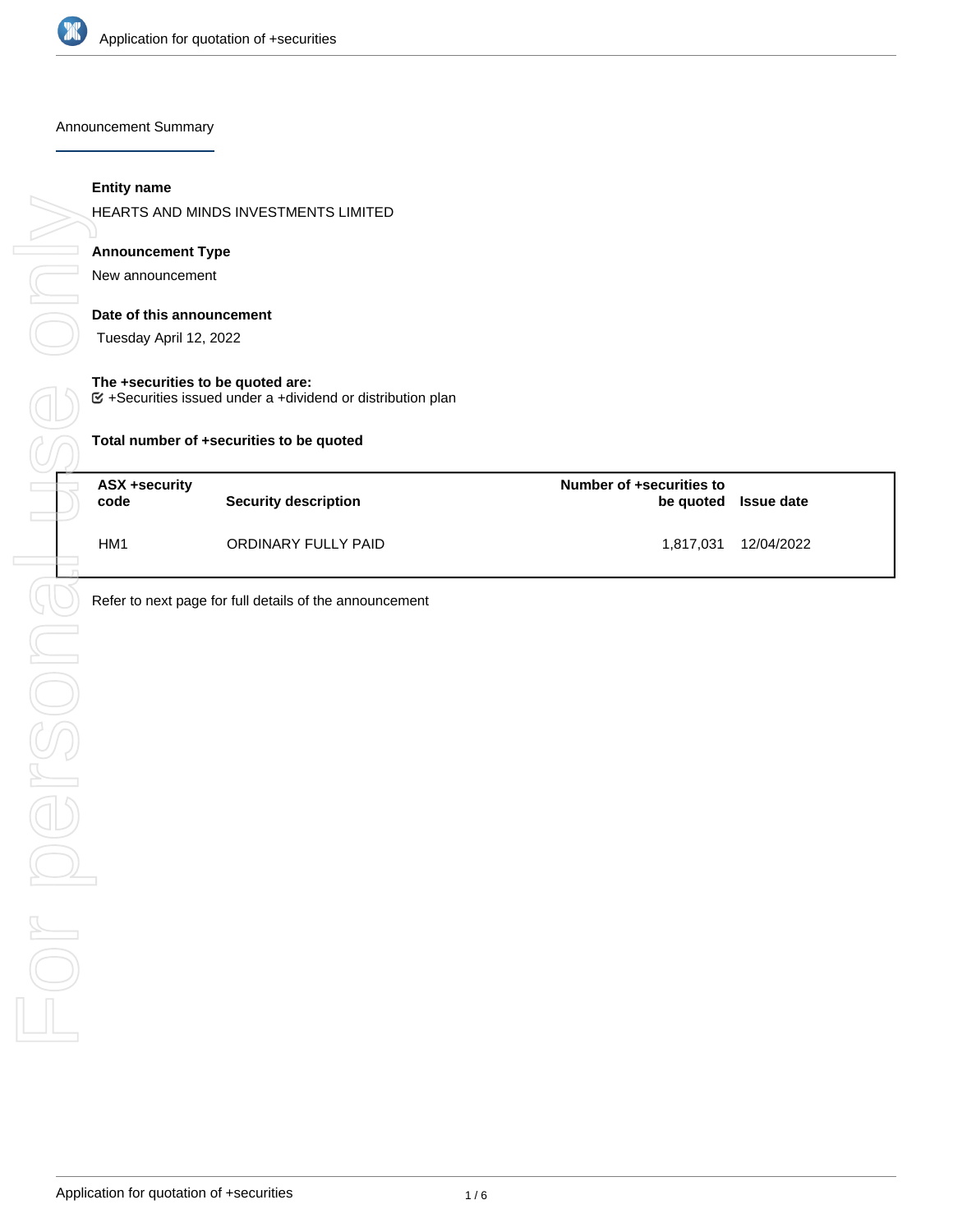## Announcement Summary

**Entity name**

HEARTS AND MINDS INVESTMENTS LIMITED

**Announcement Type**

New announcement

**Date of this announcement**

Tuesday April 12, 2022

**The +securities to be quoted are:**

☑ +Securities issued under a +dividend or distribution plan

**Total number of +securities to be quoted**

| ASX +security code | Security description | Number of +securities to be quoted | Issue date |
|---|---|---|---|
| HM1 | ORDINARY FULLY PAID | 1,817,031 | 12/04/2022 |

Refer to next page for full details of the announcement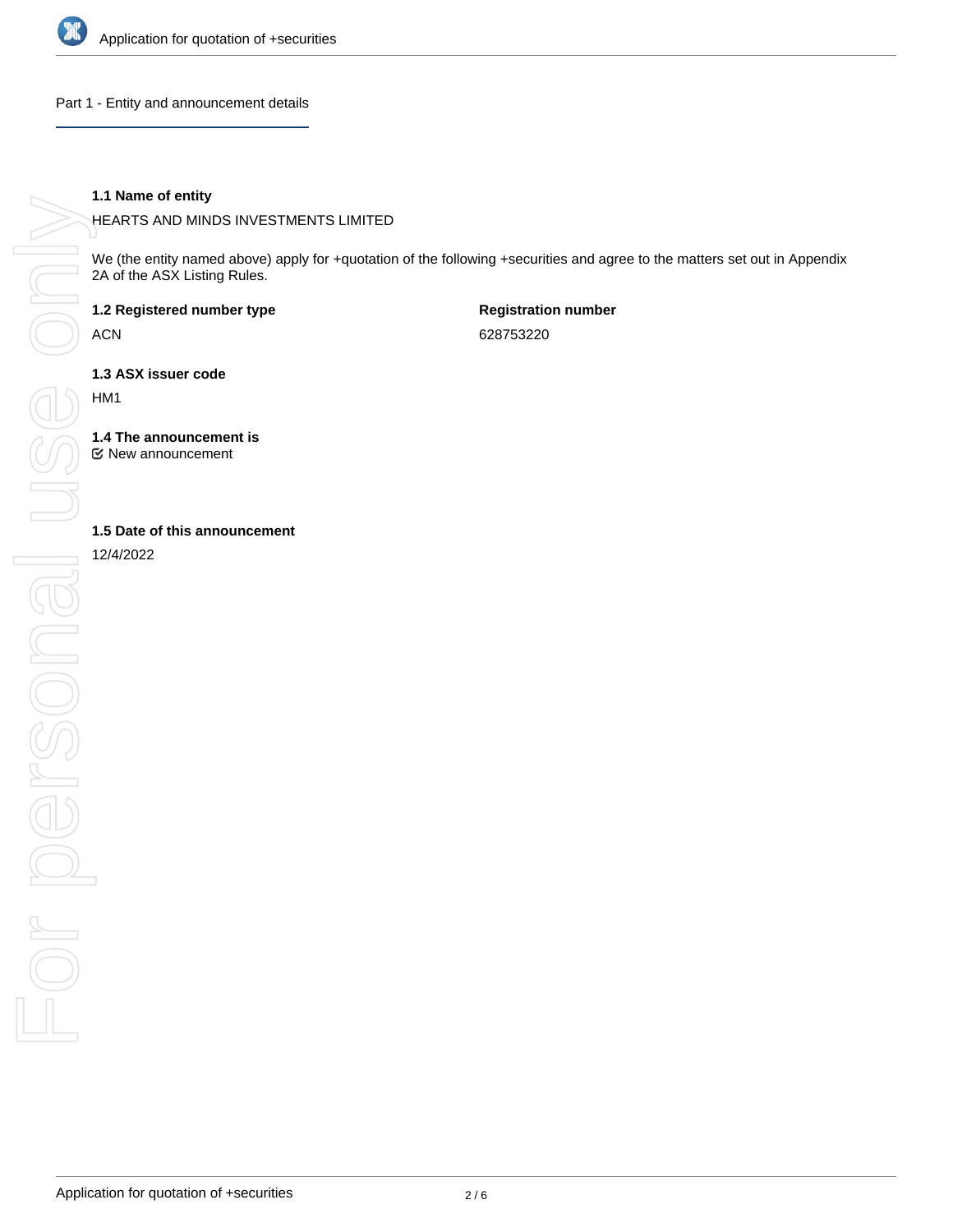## Part 1 - Entity and announcement details

### 1.1 Name of entity

HEARTS AND MINDS INVESTMENTS LIMITED

We (the entity named above) apply for +quotation of the following +securities and agree to the matters set out in Appendix 2A of the ASX Listing Rules.

| **1.2 Registered number type** | **Registration number** |
| --- | --- |
| ACN | 628753220 |

### 1.3 ASX issuer code

HM1

### 1.4 The announcement is

☑ New announcement

### 1.5 Date of this announcement

12/4/2022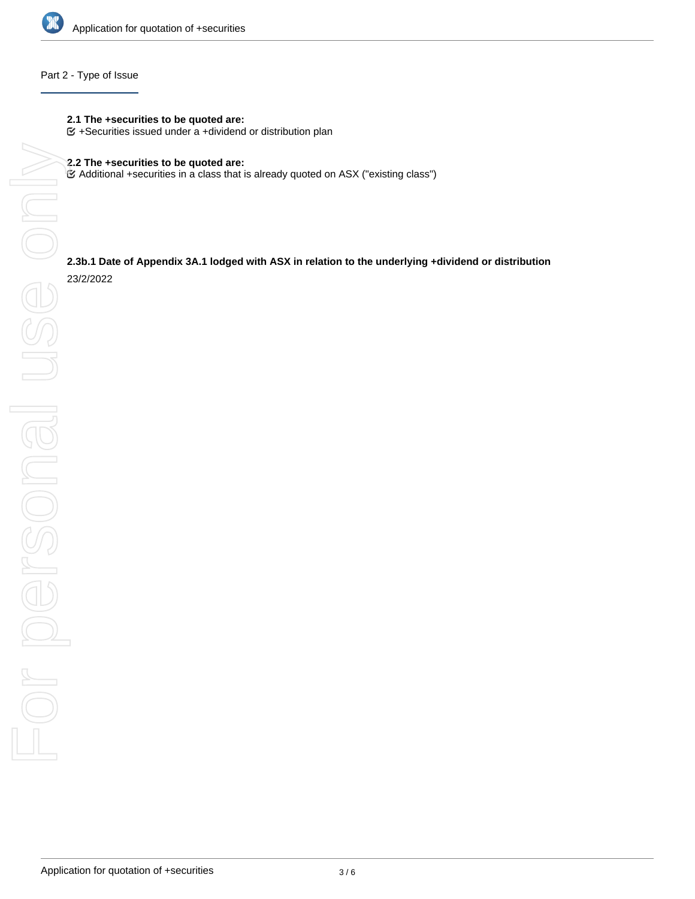## Part 2 - Type of Issue

**2.1 The +securities to be quoted are:**

☑ +Securities issued under a +dividend or distribution plan

**2.2 The +securities to be quoted are:**

☑ Additional +securities in a class that is already quoted on ASX ("existing class")

**2.3b.1 Date of Appendix 3A.1 lodged with ASX in relation to the underlying +dividend or distribution**

23/2/2022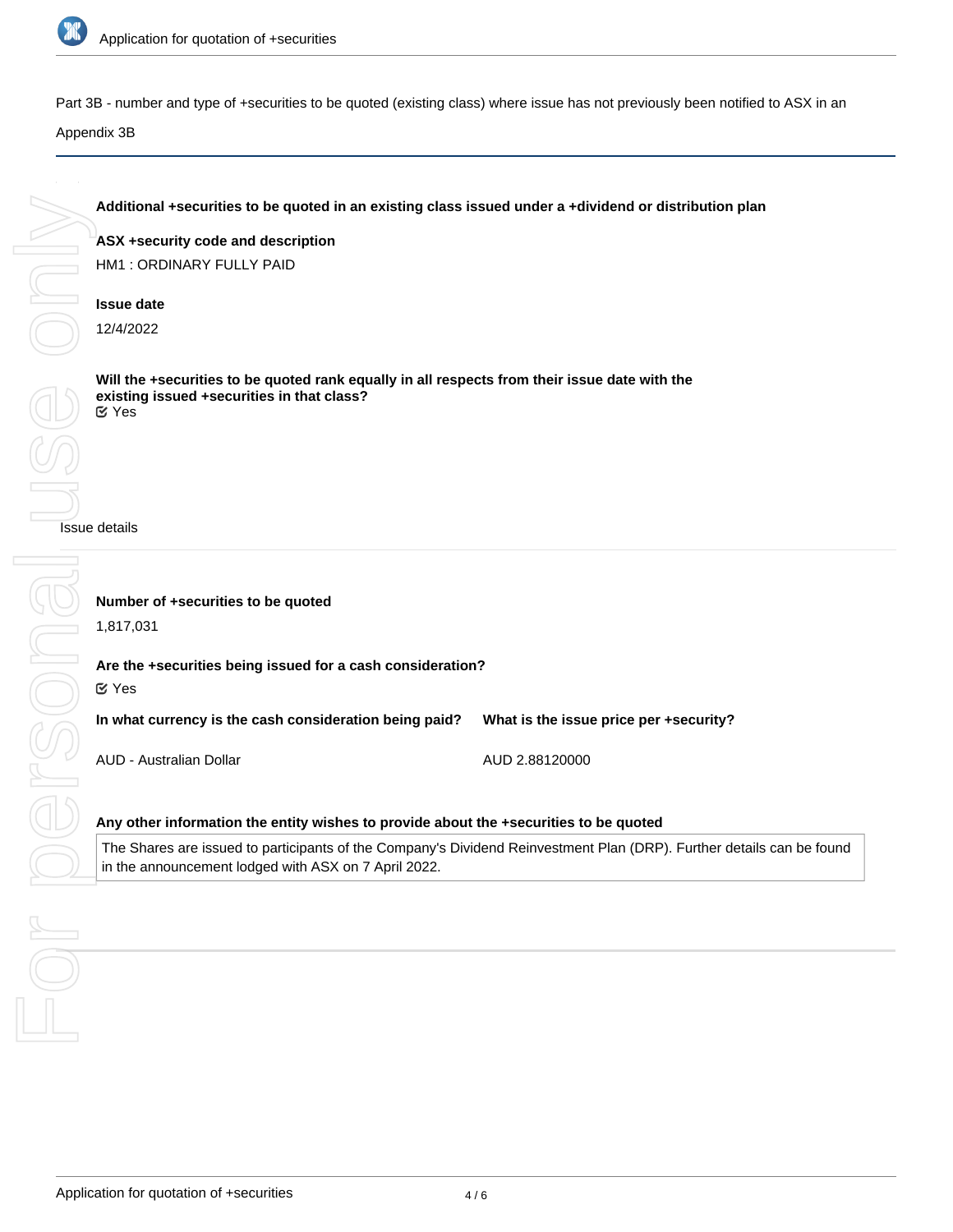Part 3B - number and type of +securities to be quoted (existing class) where issue has not previously been notified to ASX in an Appendix 3B

**Additional +securities to be quoted in an existing class issued under a +dividend or distribution plan**

**ASX +security code and description**

HM1 : ORDINARY FULLY PAID

**Issue date**

12/4/2022

**Will the +securities to be quoted rank equally in all respects from their issue date with the existing issued +securities in that class?**

Yes

Issue details

**Number of +securities to be quoted**

1,817,031

**Are the +securities being issued for a cash consideration?**

Yes

| In what currency is the cash consideration being paid? | What is the issue price per +security? |
| --- | --- |
| AUD - Australian Dollar | AUD 2.88120000 |

**Any other information the entity wishes to provide about the +securities to be quoted**

The Shares are issued to participants of the Company's Dividend Reinvestment Plan (DRP). Further details can be found in the announcement lodged with ASX on 7 April 2022.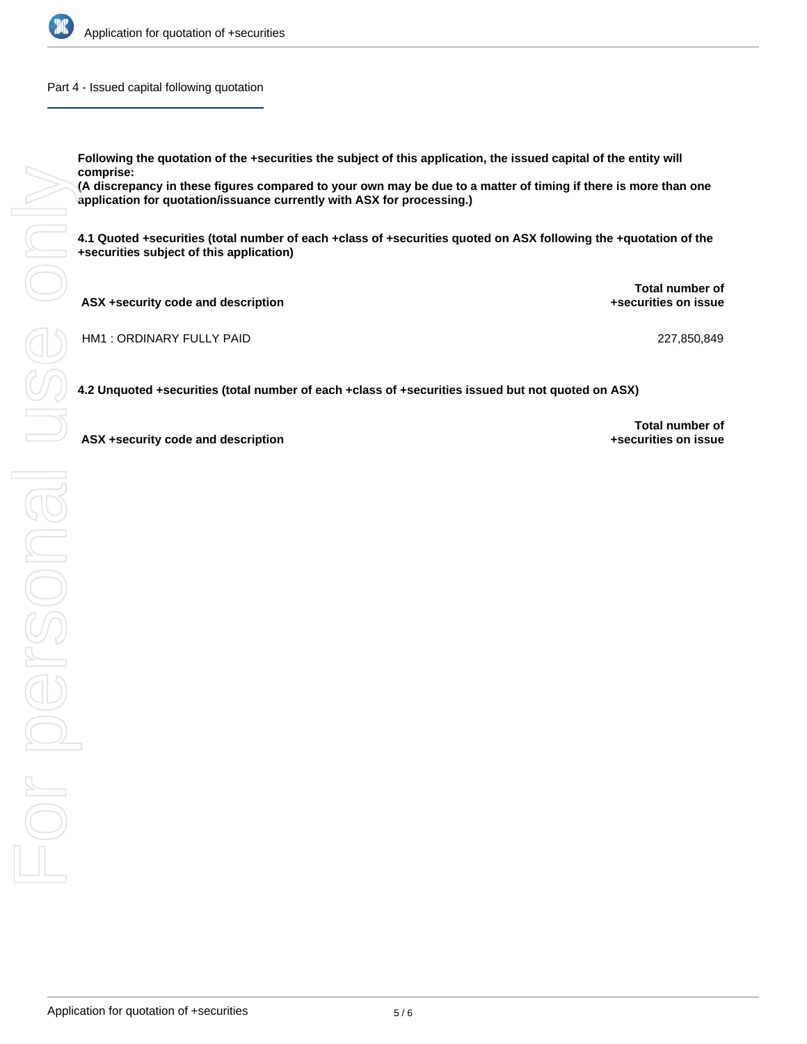## Part 4 - Issued capital following quotation

**Following the quotation of the +securities the subject of this application, the issued capital of the entity will comprise:**
**(A discrepancy in these figures compared to your own may be due to a matter of timing if there is more than one application for quotation/issuance currently with ASX for processing.)**

**4.1 Quoted +securities (total number of each +class of +securities quoted on ASX following the +quotation of the +securities subject of this application)**

| ASX +security code and description | Total number of +securities on issue |
| --- | --- |
| HM1 : ORDINARY FULLY PAID | 227,850,849 |

**4.2 Unquoted +securities (total number of each +class of +securities issued but not quoted on ASX)**

| ASX +security code and description | Total number of +securities on issue |
| --- | --- |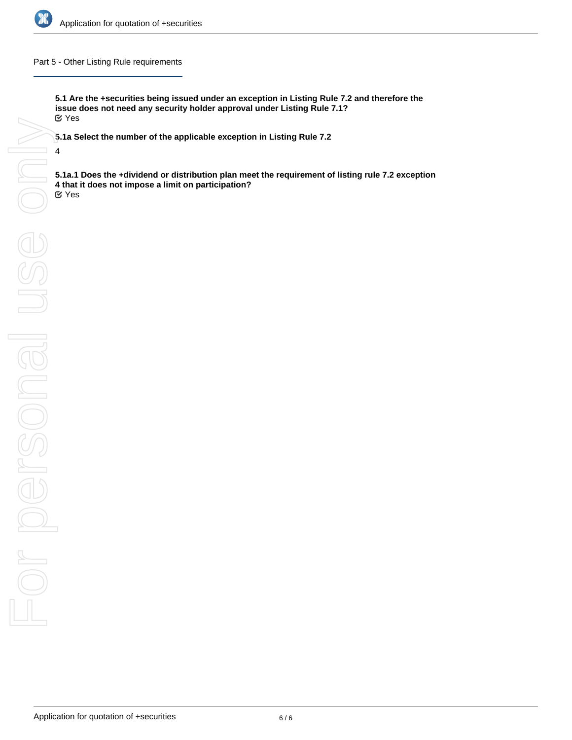## Part 5 - Other Listing Rule requirements

**5.1 Are the +securities being issued under an exception in Listing Rule 7.2 and therefore the issue does not need any security holder approval under Listing Rule 7.1?**
☑ Yes

**5.1a Select the number of the applicable exception in Listing Rule 7.2**

4

**5.1a.1 Does the +dividend or distribution plan meet the requirement of listing rule 7.2 exception 4 that it does not impose a limit on participation?**
☑ Yes